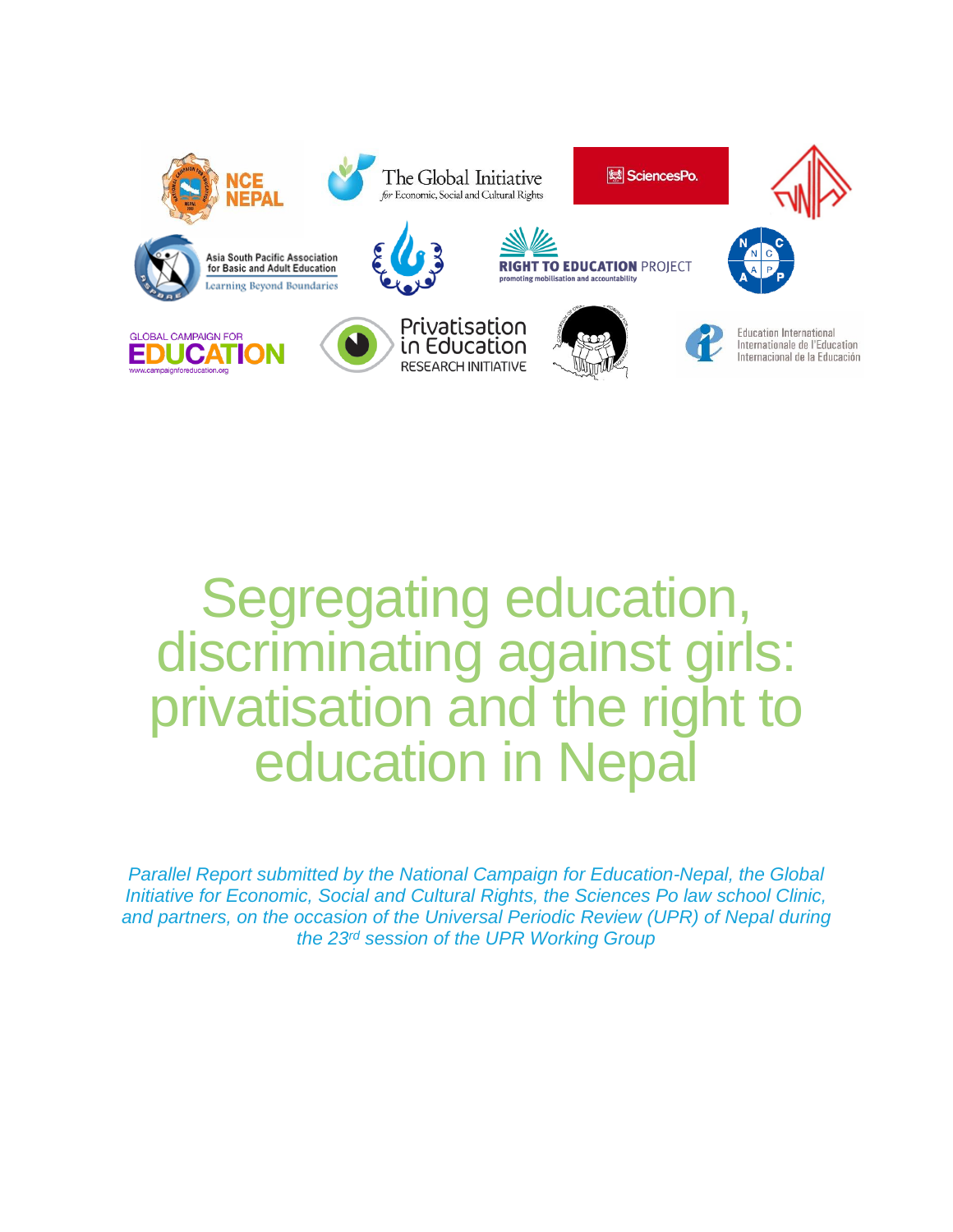# Segregating education, discriminating against girls: privatisation and the right to education in Nepal

*Parallel Report submitted by the National Campaign for Education-Nepal, the Global Initiative for Economic, Social and Cultural Rights, the Sciences Po law school Clinic, and partners, on the occasion of the Universal Periodic Review (UPR) of Nepal during the 23rd session of the UPR Working Group*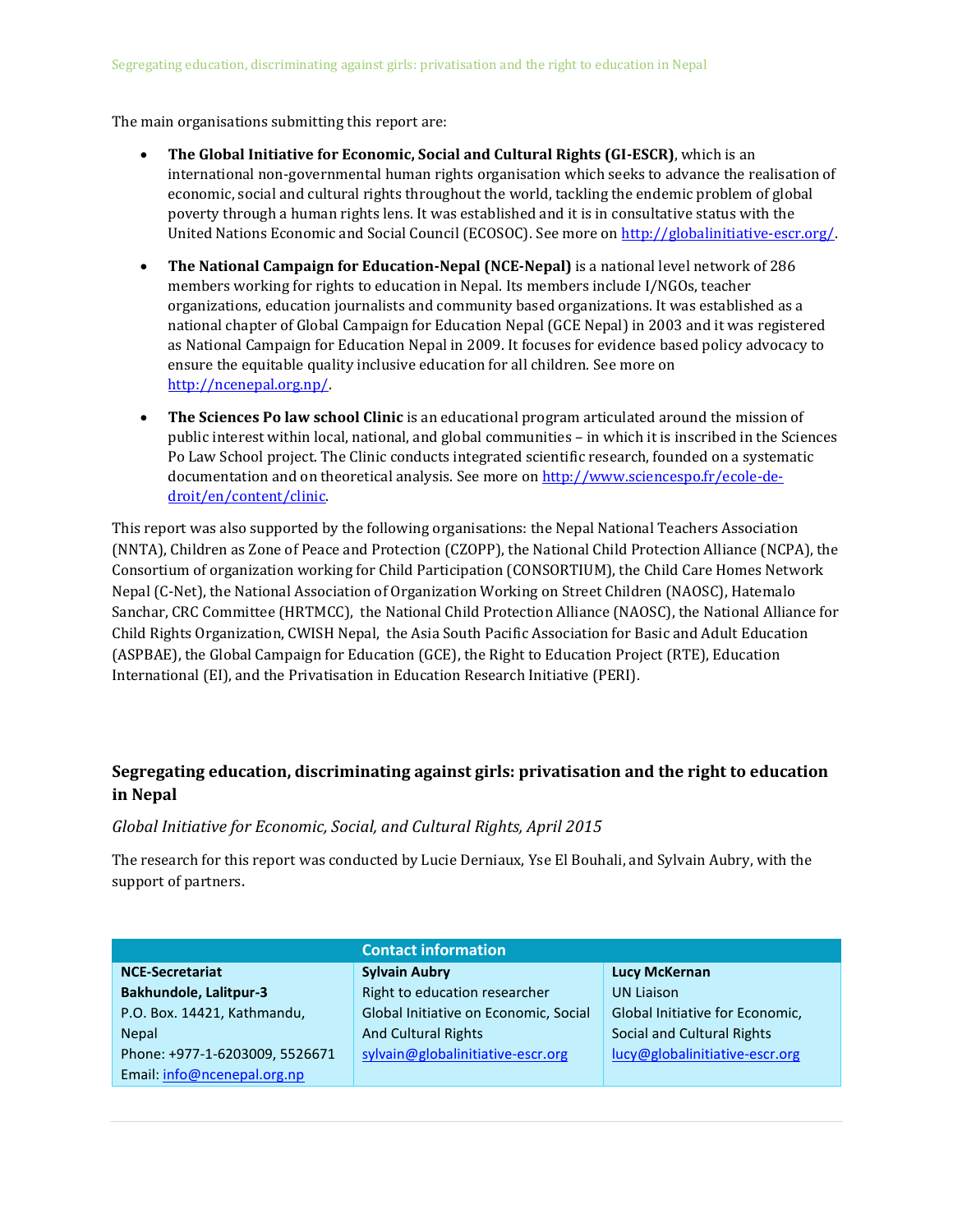The main organisations submitting this report are:

- **The Global Initiative for Economic, Social and Cultural Rights (GI-ESCR)**, which is an international non-governmental human rights organisation which seeks to advance the realisation of economic, social and cultural rights throughout the world, tackling the endemic problem of global poverty through a human rights lens. It was established and it is in consultative status with the United Nations Economic and Social Council (ECOSOC). See more on http://globalinitiative-escr.org/.
- **The National Campaign for Education-Nepal (NCE-Nepal)** is a national level network of 286 members working for rights to education in Nepal. Its members include I/NGOs, teacher organizations, education journalists and community based organizations. It was established as a national chapter of Global Campaign for Education Nepal (GCE Nepal) in 2003 and it was registered as National Campaign for Education Nepal in 2009. It focuses for evidence based policy advocacy to ensure the equitable quality inclusive education for all children. See more on http://ncenepal.org.np/.
- **The Sciences Po law school Clinic** is an educational program articulated around the mission of public interest within local, national, and global communities – in which it is inscribed in the Sciences Po Law School project. The Clinic conducts integrated scientific research, founded on a systematic documentation and on theoretical analysis. See more on http://www.sciencespo.fr/ecole-de-droit/en/content/clinic.

This report was also supported by the following organisations: the Nepal National Teachers Association (NNTA), Children as Zone of Peace and Protection (CZOPP), the National Child Protection Alliance (NCPA), the Consortium of organization working for Child Participation (CONSORTIUM), the Child Care Homes Network Nepal (C-Net), the National Association of Organization Working on Street Children (NAOSC), Hatemalo Sanchar, CRC Committee (HRTMCC), the National Child Protection Alliance (NAOSC), the National Alliance for Child Rights Organization, CWISH Nepal, the Asia South Pacific Association for Basic and Adult Education (ASPBAE), the Global Campaign for Education (GCE), the Right to Education Project (RTE), Education International (EI), and the Privatisation in Education Research Initiative (PERI).

## Segregating education, discriminating against girls: privatisation and the right to education in Nepal

*Global Initiative for Economic, Social, and Cultural Rights, April 2015*

The research for this report was conducted by Lucie Derniaux, Yse El Bouhali, and Sylvain Aubry, with the support of partners.

| Contact information | | |
|---|---|---|
| **NCE-Secretariat**<br>**Bakhundole, Lalitpur-3**<br>P.O. Box. 14421, Kathmandu, Nepal<br>Phone: +977-1-6203009, 5526671<br>Email: info@ncenepal.org.np | **Sylvain Aubry**<br>Right to education researcher<br>Global Initiative on Economic, Social And Cultural Rights<br>sylvain@globalinitiative-escr.org | **Lucy McKernan**<br>UN Liaison<br>Global Initiative for Economic, Social and Cultural Rights<br>lucy@globalinitiative-escr.org |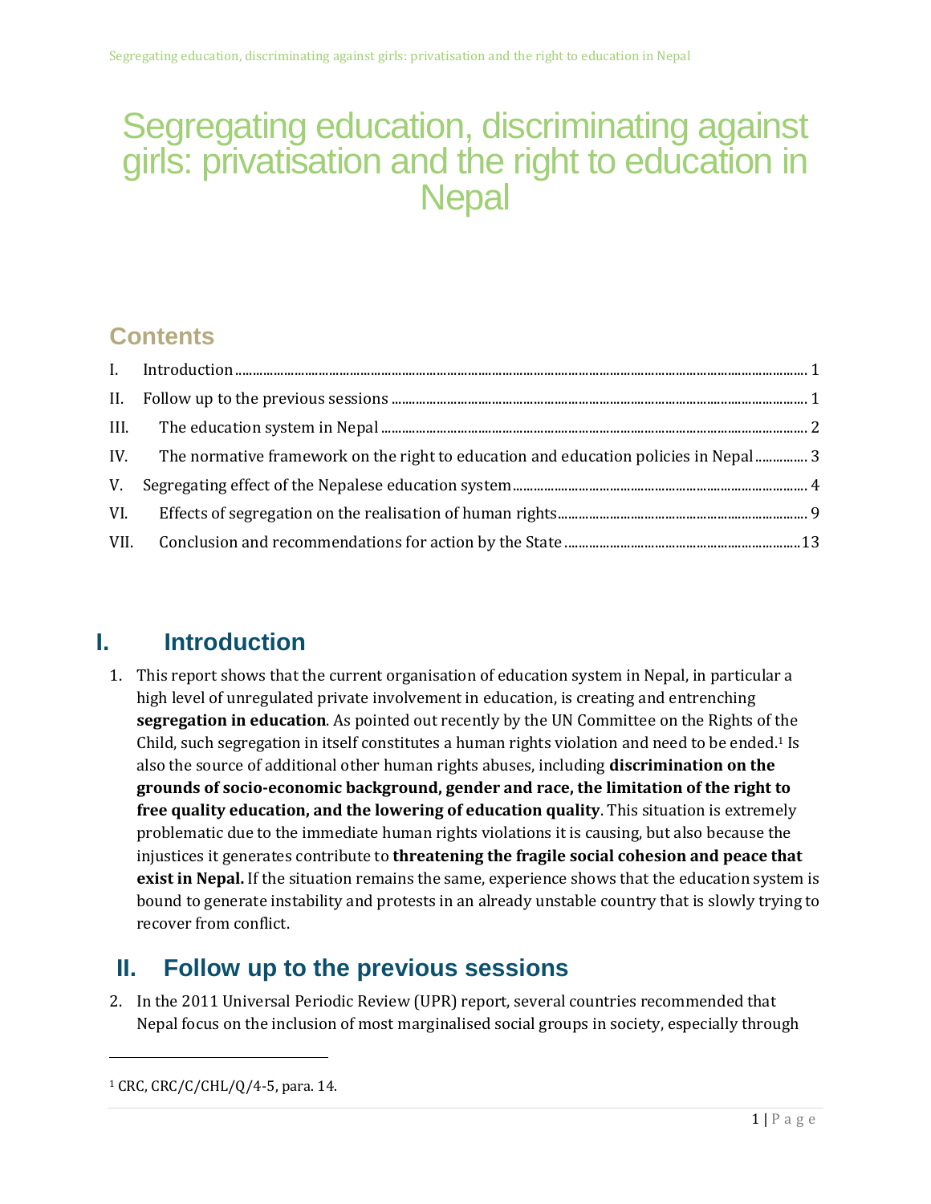# Segregating education, discriminating against girls: privatisation and the right to education in Nepal

## Contents

I. Introduction ..... 1

II. Follow up to the previous sessions ..... 1

III. The education system in Nepal ..... 2

IV. The normative framework on the right to education and education policies in Nepal ..... 3

V. Segregating effect of the Nepalese education system ..... 4

VI. Effects of segregation on the realisation of human rights ..... 9

VII. Conclusion and recommendations for action by the State ..... 13

## I. Introduction

1. This report shows that the current organisation of education system in Nepal, in particular a high level of unregulated private involvement in education, is creating and entrenching **segregation in education**. As pointed out recently by the UN Committee on the Rights of the Child, such segregation in itself constitutes a human rights violation and need to be ended.[1] Is also the source of additional other human rights abuses, including **discrimination on the grounds of socio-economic background, gender and race, the limitation of the right to free quality education, and the lowering of education quality**. This situation is extremely problematic due to the immediate human rights violations it is causing, but also because the injustices it generates contribute to **threatening the fragile social cohesion and peace that exist in Nepal.** If the situation remains the same, experience shows that the education system is bound to generate instability and protests in an already unstable country that is slowly trying to recover from conflict.

## II. Follow up to the previous sessions

2. In the 2011 Universal Periodic Review (UPR) report, several countries recommended that Nepal focus on the inclusion of most marginalised social groups in society, especially through

[1] CRC, CRC/C/CHL/Q/4-5, para. 14.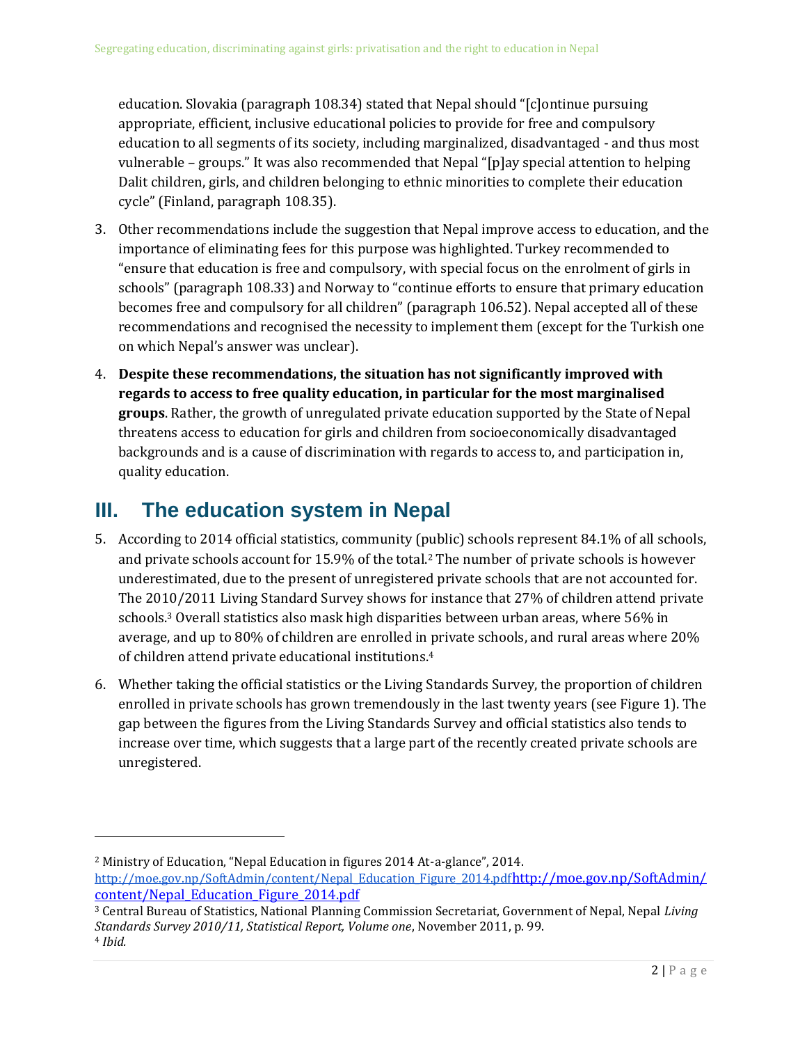education. Slovakia (paragraph 108.34) stated that Nepal should "[c]ontinue pursuing appropriate, efficient, inclusive educational policies to provide for free and compulsory education to all segments of its society, including marginalized, disadvantaged - and thus most vulnerable – groups." It was also recommended that Nepal "[p]ay special attention to helping Dalit children, girls, and children belonging to ethnic minorities to complete their education cycle" (Finland, paragraph 108.35).

3. Other recommendations include the suggestion that Nepal improve access to education, and the importance of eliminating fees for this purpose was highlighted. Turkey recommended to "ensure that education is free and compulsory, with special focus on the enrolment of girls in schools" (paragraph 108.33) and Norway to "continue efforts to ensure that primary education becomes free and compulsory for all children" (paragraph 106.52). Nepal accepted all of these recommendations and recognised the necessity to implement them (except for the Turkish one on which Nepal's answer was unclear).

4. **Despite these recommendations, the situation has not significantly improved with regards to access to free quality education, in particular for the most marginalised groups**. Rather, the growth of unregulated private education supported by the State of Nepal threatens access to education for girls and children from socioeconomically disadvantaged backgrounds and is a cause of discrimination with regards to access to, and participation in, quality education.

# III. The education system in Nepal

5. According to 2014 official statistics, community (public) schools represent 84.1% of all schools, and private schools account for 15.9% of the total.[2] The number of private schools is however underestimated, due to the present of unregistered private schools that are not accounted for. The 2010/2011 Living Standard Survey shows for instance that 27% of children attend private schools.[3] Overall statistics also mask high disparities between urban areas, where 56% in average, and up to 80% of children are enrolled in private schools, and rural areas where 20% of children attend private educational institutions.[4]

6. Whether taking the official statistics or the Living Standards Survey, the proportion of children enrolled in private schools has grown tremendously in the last twenty years (see Figure 1). The gap between the figures from the Living Standards Survey and official statistics also tends to increase over time, which suggests that a large part of the recently created private schools are unregistered.

---

[2] Ministry of Education, "Nepal Education in figures 2014 At-a-glance", 2014. http://moe.gov.np/SoftAdmin/content/Nepal_Education_Figure_2014.pdfhttp://moe.gov.np/SoftAdmin/content/Nepal_Education_Figure_2014.pdf

[3] Central Bureau of Statistics, National Planning Commission Secretariat, Government of Nepal, Nepal *Living Standards Survey 2010/11, Statistical Report, Volume one*, November 2011, p. 99.

[4] *Ibid.*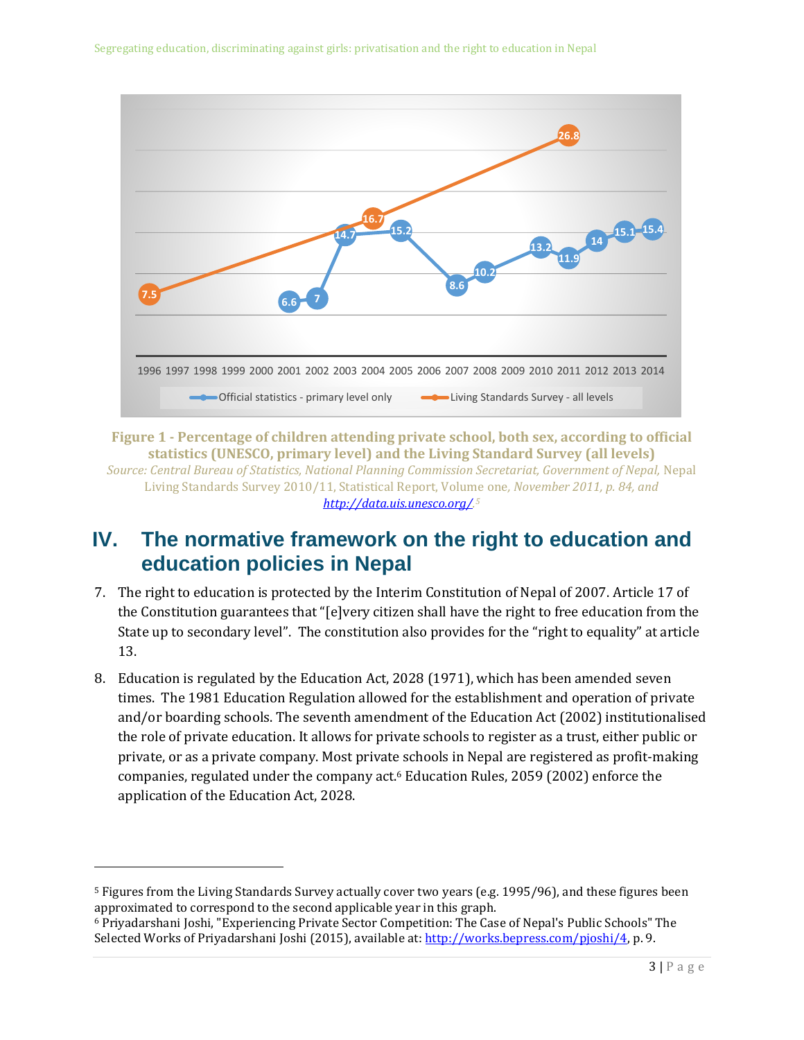Figure 1 - Percentage of children attending private school, both sex, according to official statistics (UNESCO, primary level) and the Living Standard Survey (all levels)

*Source: Central Bureau of Statistics, National Planning Commission Secretariat, Government of Nepal,* Nepal Living Standards Survey 2010/11, Statistical Report, Volume one, *November 2011, p. 84, and* *http://data.uis.unesco.org/*.[5]

# IV. The normative framework on the right to education and education policies in Nepal

7. The right to education is protected by the Interim Constitution of Nepal of 2007. Article 17 of the Constitution guarantees that "[e]very citizen shall have the right to free education from the State up to secondary level". The constitution also provides for the "right to equality" at article 13.

8. Education is regulated by the Education Act, 2028 (1971), which has been amended seven times. The 1981 Education Regulation allowed for the establishment and operation of private and/or boarding schools. The seventh amendment of the Education Act (2002) institutionalised the role of private education. It allows for private schools to register as a trust, either public or private, or as a private company. Most private schools in Nepal are registered as profit-making companies, regulated under the company act.[6] Education Rules, 2059 (2002) enforce the application of the Education Act, 2028.

---

[5] Figures from the Living Standards Survey actually cover two years (e.g. 1995/96), and these figures been approximated to correspond to the second applicable year in this graph.

[6] Priyadarshani Joshi, "Experiencing Private Sector Competition: The Case of Nepal's Public Schools" The Selected Works of Priyadarshani Joshi (2015), available at: http://works.bepress.com/pjoshi/4, p. 9.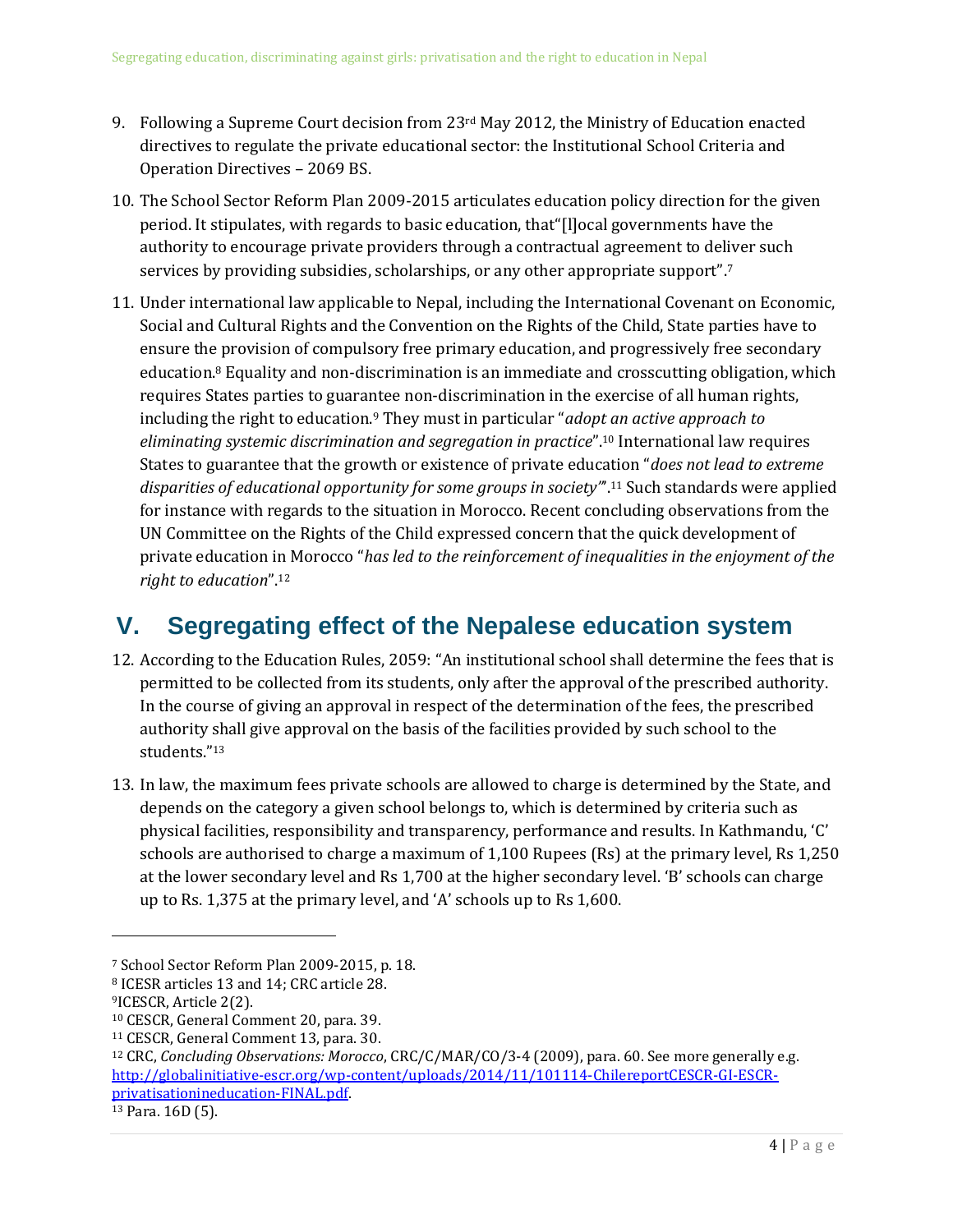9. Following a Supreme Court decision from 23rd May 2012, the Ministry of Education enacted directives to regulate the private educational sector: the Institutional School Criteria and Operation Directives – 2069 BS.

10. The School Sector Reform Plan 2009-2015 articulates education policy direction for the given period. It stipulates, with regards to basic education, that"[l]ocal governments have the authority to encourage private providers through a contractual agreement to deliver such services by providing subsidies, scholarships, or any other appropriate support".[7]

11. Under international law applicable to Nepal, including the International Covenant on Economic, Social and Cultural Rights and the Convention on the Rights of the Child, State parties have to ensure the provision of compulsory free primary education, and progressively free secondary education.[8] Equality and non-discrimination is an immediate and crosscutting obligation, which requires States parties to guarantee non-discrimination in the exercise of all human rights, including the right to education.[9] They must in particular "*adopt an active approach to eliminating systemic discrimination and segregation in practice*".[10] International law requires States to guarantee that the growth or existence of private education "*does not lead to extreme disparities of educational opportunity for some groups in society'*".[11] Such standards were applied for instance with regards to the situation in Morocco. Recent concluding observations from the UN Committee on the Rights of the Child expressed concern that the quick development of private education in Morocco "*has led to the reinforcement of inequalities in the enjoyment of the right to education*".[12]

## V. Segregating effect of the Nepalese education system

12. According to the Education Rules, 2059: "An institutional school shall determine the fees that is permitted to be collected from its students, only after the approval of the prescribed authority. In the course of giving an approval in respect of the determination of the fees, the prescribed authority shall give approval on the basis of the facilities provided by such school to the students."[13]

13. In law, the maximum fees private schools are allowed to charge is determined by the State, and depends on the category a given school belongs to, which is determined by criteria such as physical facilities, responsibility and transparency, performance and results. In Kathmandu, 'C' schools are authorised to charge a maximum of 1,100 Rupees (Rs) at the primary level, Rs 1,250 at the lower secondary level and Rs 1,700 at the higher secondary level. 'B' schools can charge up to Rs. 1,375 at the primary level, and 'A' schools up to Rs 1,600.

---

[7] School Sector Reform Plan 2009-2015, p. 18.

[8] ICESR articles 13 and 14; CRC article 28.

[9] ICESCR, Article 2(2).

[10] CESCR, General Comment 20, para. 39.

[11] CESCR, General Comment 13, para. 30.

[12] CRC, *Concluding Observations: Morocco*, CRC/C/MAR/CO/3-4 (2009), para. 60. See more generally e.g. http://globalinitiative-escr.org/wp-content/uploads/2014/11/101114-ChilereportCESCR-GI-ESCR-privatisationineducation-FINAL.pdf.

[13] Para. 16D (5).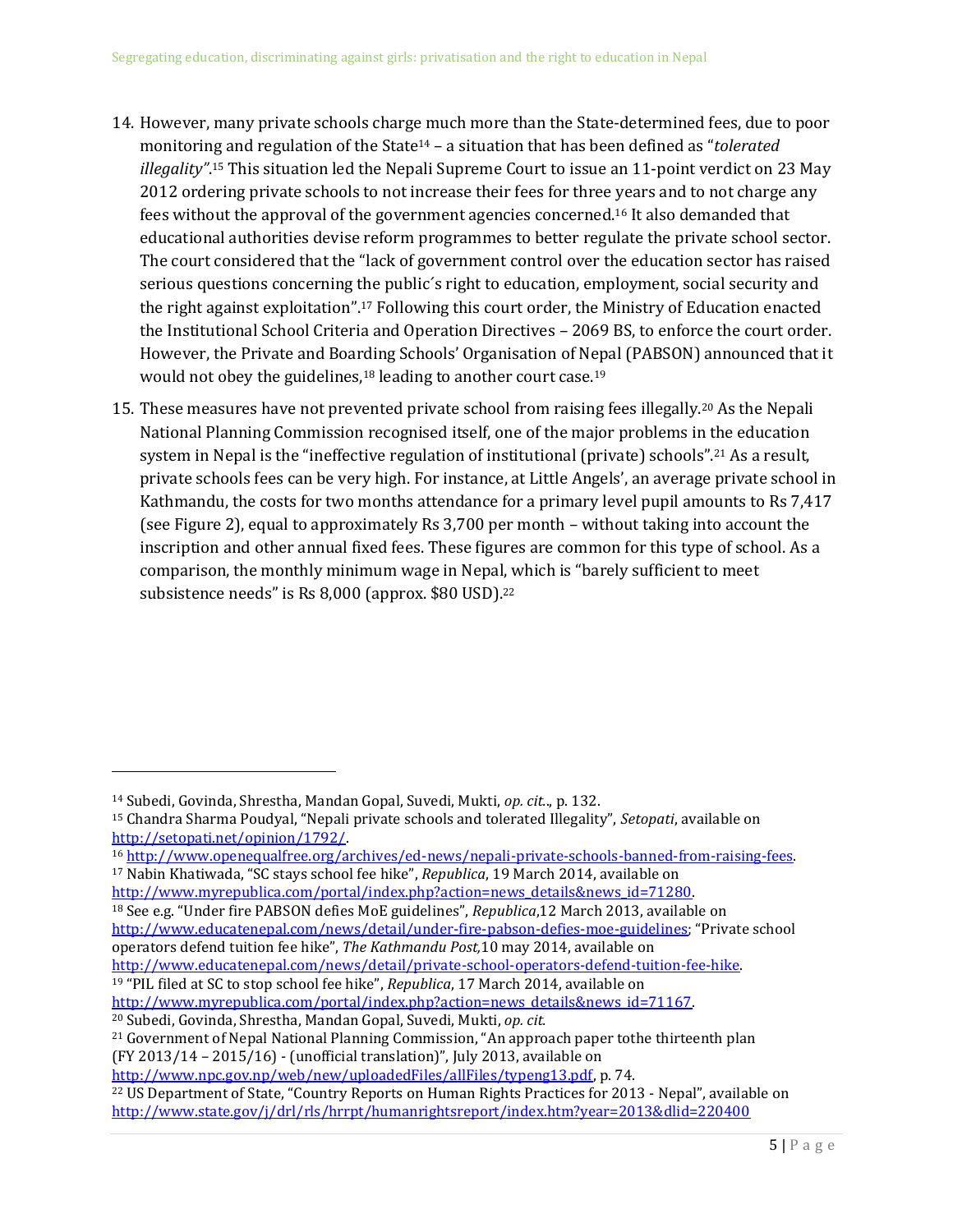14. However, many private schools charge much more than the State-determined fees, due to poor monitoring and regulation of the State[14] – a situation that has been defined as "*tolerated illegality*".[15] This situation led the Nepali Supreme Court to issue an 11-point verdict on 23 May 2012 ordering private schools to not increase their fees for three years and to not charge any fees without the approval of the government agencies concerned.[16] It also demanded that educational authorities devise reform programmes to better regulate the private school sector. The court considered that the "lack of government control over the education sector has raised serious questions concerning the public´s right to education, employment, social security and the right against exploitation".[17] Following this court order, the Ministry of Education enacted the Institutional School Criteria and Operation Directives – 2069 BS, to enforce the court order. However, the Private and Boarding Schools' Organisation of Nepal (PABSON) announced that it would not obey the guidelines,[18] leading to another court case.[19]

15. These measures have not prevented private school from raising fees illegally.[20] As the Nepali National Planning Commission recognised itself, one of the major problems in the education system in Nepal is the "ineffective regulation of institutional (private) schools".[21] As a result, private schools fees can be very high. For instance, at Little Angels', an average private school in Kathmandu, the costs for two months attendance for a primary level pupil amounts to Rs 7,417 (see Figure 2), equal to approximately Rs 3,700 per month – without taking into account the inscription and other annual fixed fees. These figures are common for this type of school. As a comparison, the monthly minimum wage in Nepal, which is "barely sufficient to meet subsistence needs" is Rs 8,000 (approx. $80 USD).[22]

---

[14] Subedi, Govinda, Shrestha, Mandan Gopal, Suvedi, Mukti, *op. cit.*., p. 132.

[15] Chandra Sharma Poudyal, "Nepali private schools and tolerated Illegality", *Setopati*, available on http://setopati.net/opinion/1792/.

[16] http://www.openequalfree.org/archives/ed-news/nepali-private-schools-banned-from-raising-fees.

[17] Nabin Khatiwada, "SC stays school fee hike", *Republica*, 19 March 2014, available on http://www.myrepublica.com/portal/index.php?action=news_details&news_id=71280.

[18] See e.g. "Under fire PABSON defies MoE guidelines", *Republica*,12 March 2013, available on http://www.educatenepal.com/news/detail/under-fire-pabson-defies-moe-guidelines; "Private school operators defend tuition fee hike", *The Kathmandu Post,*10 may 2014, available on http://www.educatenepal.com/news/detail/private-school-operators-defend-tuition-fee-hike.

[19] "PIL filed at SC to stop school fee hike", *Republica*, 17 March 2014, available on http://www.myrepublica.com/portal/index.php?action=news_details&news_id=71167.

[20] Subedi, Govinda, Shrestha, Mandan Gopal, Suvedi, Mukti, *op. cit.*

[21] Government of Nepal National Planning Commission, "An approach paper tothe thirteenth plan (FY 2013/14 – 2015/16) - (unofficial translation)", July 2013, available on http://www.npc.gov.np/web/new/uploadedFiles/allFiles/typeng13.pdf, p. 74.

[22] US Department of State, "Country Reports on Human Rights Practices for 2013 - Nepal", available on http://www.state.gov/j/drl/rls/hrrpt/humanrightsreport/index.htm?year=2013&dlid=220400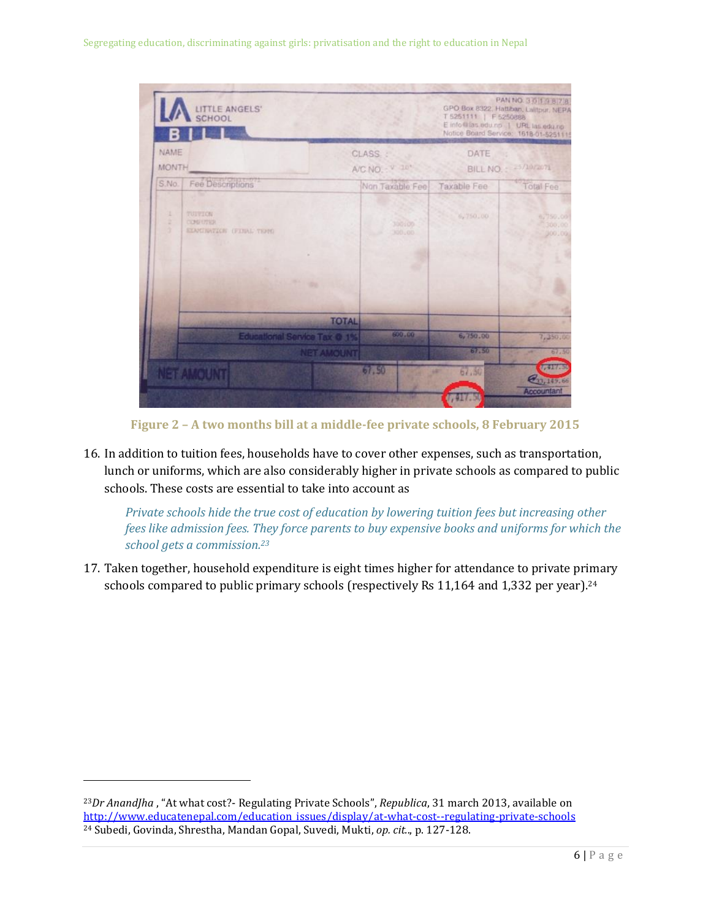Figure 2 – A two months bill at a middle-fee private schools, 8 February 2015

16. In addition to tuition fees, households have to cover other expenses, such as transportation, lunch or uniforms, which are also considerably higher in private schools as compared to public schools. These costs are essential to take into account as

> *Private schools hide the true cost of education by lowering tuition fees but increasing other fees like admission fees. They force parents to buy expensive books and uniforms for which the school gets a commission.*[23]

17. Taken together, household expenditure is eight times higher for attendance to private primary schools compared to public primary schools (respectively Rs 11,164 and 1,332 per year).[24]

---

[23] *Dr AnandJha* , "At what cost?- Regulating Private Schools", *Republica*, 31 march 2013, available on http://www.educatenepal.com/education_issues/display/at-what-cost--regulating-private-schools

[24] Subedi, Govinda, Shrestha, Mandan Gopal, Suvedi, Mukti, *op. cit.*, p. 127-128.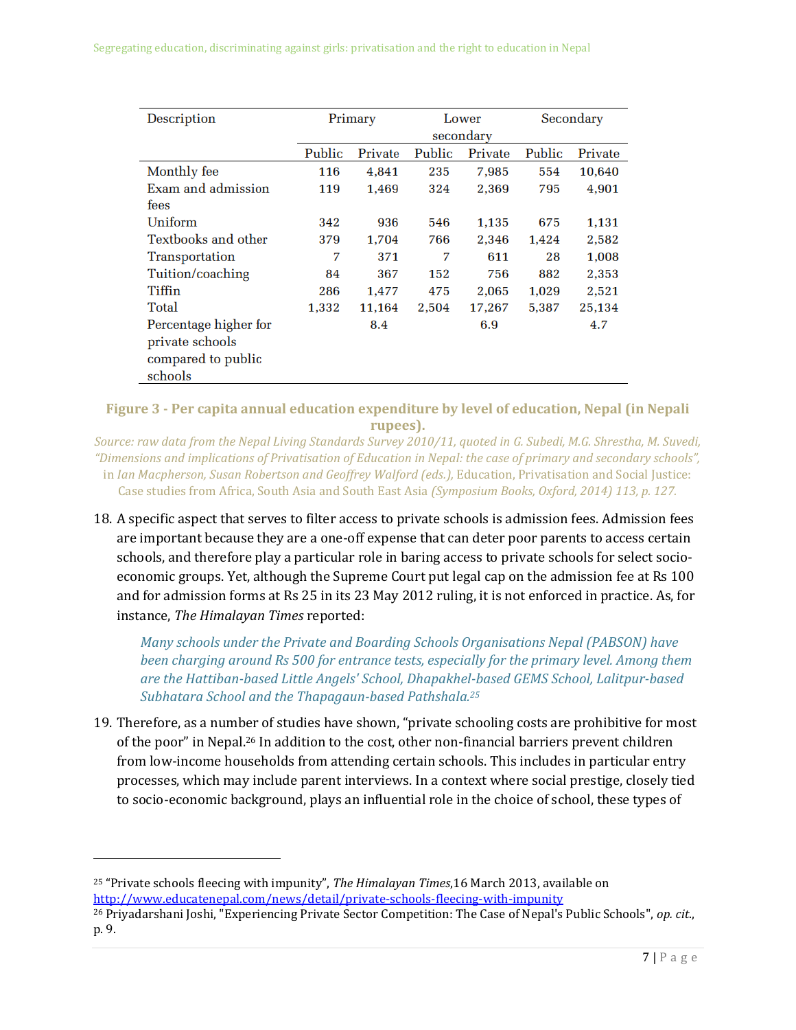| Description | Primary | | Lower secondary | | Secondary | |
|---|---|---|---|---|---|---|
| | Public | Private | Public | Private | Public | Private |
| Monthly fee | 116 | 4,841 | 235 | 7,985 | 554 | 10,640 |
| Exam and admission fees | 119 | 1,469 | 324 | 2,369 | 795 | 4,901 |
| Uniform | 342 | 936 | 546 | 1,135 | 675 | 1,131 |
| Textbooks and other | 379 | 1,704 | 766 | 2,346 | 1,424 | 2,582 |
| Transportation | 7 | 371 | 7 | 611 | 28 | 1,008 |
| Tuition/coaching | 84 | 367 | 152 | 756 | 882 | 2,353 |
| Tiffin | 286 | 1,477 | 475 | 2,065 | 1,029 | 2,521 |
| Total | 1,332 | 11,164 | 2,504 | 17,267 | 5,387 | 25,134 |
| Percentage higher for private schools compared to public schools | | 8.4 | | 6.9 | | 4.7 |

**Figure 3 - Per capita annual education expenditure by level of education, Nepal (in Nepali rupees).**

*Source: raw data from the Nepal Living Standards Survey 2010/11, quoted in G. Subedi, M.G. Shrestha, M. Suvedi, "Dimensions and implications of Privatisation of Education in Nepal: the case of primary and secondary schools", in Ian Macpherson, Susan Robertson and Geoffrey Walford (eds.),* Education, Privatisation and Social Justice: Case studies from Africa, South Asia and South East Asia *(Symposium Books, Oxford, 2014) 113, p. 127.*

18. A specific aspect that serves to filter access to private schools is admission fees. Admission fees are important because they are a one-off expense that can deter poor parents to access certain schools, and therefore play a particular role in baring access to private schools for select socio-economic groups. Yet, although the Supreme Court put legal cap on the admission fee at Rs 100 and for admission forms at Rs 25 in its 23 May 2012 ruling, it is not enforced in practice. As, for instance, *The Himalayan Times* reported:

> *Many schools under the Private and Boarding Schools Organisations Nepal (PABSON) have been charging around Rs 500 for entrance tests, especially for the primary level. Among them are the Hattiban-based Little Angels' School, Dhapakhel-based GEMS School, Lalitpur-based Subhatara School and the Thapagaun-based Pathshala.*[25]

19. Therefore, as a number of studies have shown, "private schooling costs are prohibitive for most of the poor" in Nepal.[26] In addition to the cost, other non-financial barriers prevent children from low-income households from attending certain schools. This includes in particular entry processes, which may include parent interviews. In a context where social prestige, closely tied to socio-economic background, plays an influential role in the choice of school, these types of

---

[25] "Private schools fleecing with impunity", *The Himalayan Times*,16 March 2013, available on http://www.educatenepal.com/news/detail/private-schools-fleecing-with-impunity

[26] Priyadarshani Joshi, "Experiencing Private Sector Competition: The Case of Nepal's Public Schools", *op. cit.*, p. 9.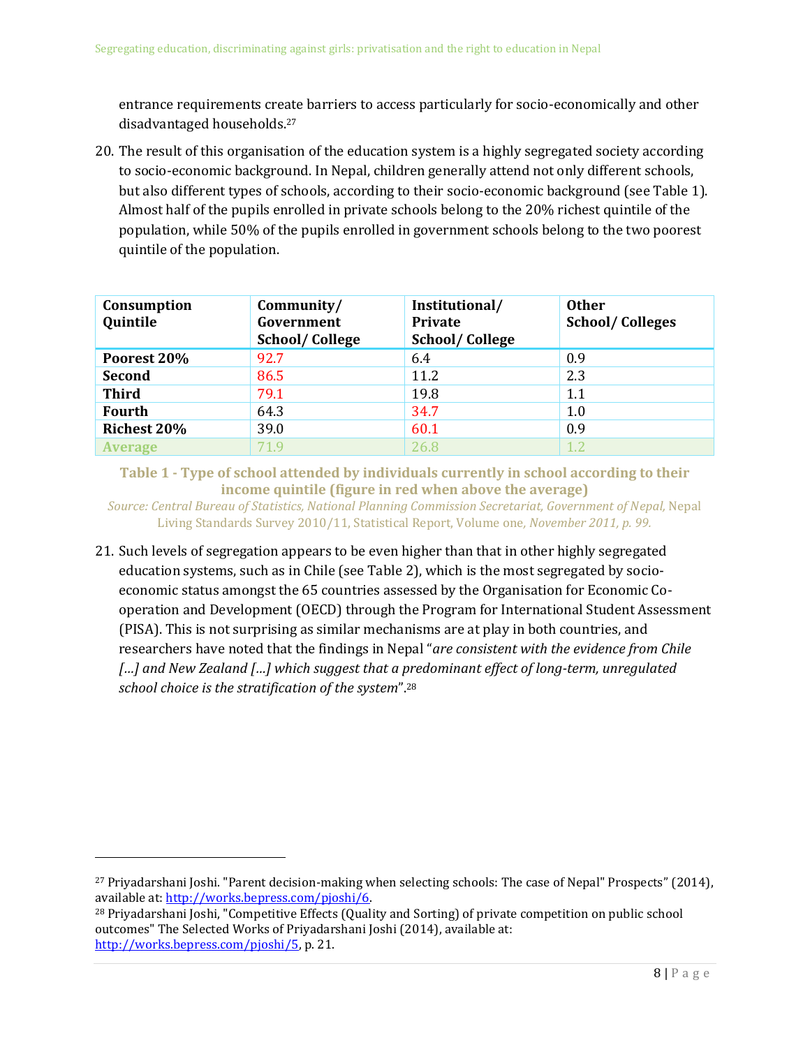entrance requirements create barriers to access particularly for socio-economically and other disadvantaged households.[27]

20. The result of this organisation of the education system is a highly segregated society according to socio-economic background. In Nepal, children generally attend not only different schools, but also different types of schools, according to their socio-economic background (see Table 1). Almost half of the pupils enrolled in private schools belong to the 20% richest quintile of the population, while 50% of the pupils enrolled in government schools belong to the two poorest quintile of the population.

| Consumption Quintile | Community/ Government School/ College | Institutional/ Private School/ College | Other School/ Colleges |
|---|---|---|---|
| **Poorest 20%** | 92.7 | 6.4 | 0.9 |
| **Second** | 86.5 | 11.2 | 2.3 |
| **Third** | 79.1 | 19.8 | 1.1 |
| **Fourth** | 64.3 | 34.7 | 1.0 |
| **Richest 20%** | 39.0 | 60.1 | 0.9 |
| **Average** | 71.9 | 26.8 | 1.2 |

**Table 1 - Type of school attended by individuals currently in school according to their income quintile (figure in red when above the average)**

*Source: Central Bureau of Statistics, National Planning Commission Secretariat, Government of Nepal,* Nepal Living Standards Survey 2010/11, Statistical Report, Volume one*, November 2011, p. 99.*

21. Such levels of segregation appears to be even higher than that in other highly segregated education systems, such as in Chile (see Table 2), which is the most segregated by socio-economic status amongst the 65 countries assessed by the Organisation for Economic Co-operation and Development (OECD) through the Program for International Student Assessment (PISA). This is not surprising as similar mechanisms are at play in both countries, and researchers have noted that the findings in Nepal "*are consistent with the evidence from Chile […] and New Zealand […] which suggest that a predominant effect of long-term, unregulated school choice is the stratification of the system*".[28]

---

[27] Priyadarshani Joshi. "Parent decision-making when selecting schools: The case of Nepal" Prospects" (2014), available at: http://works.bepress.com/pjoshi/6.

[28] Priyadarshani Joshi, "Competitive Effects (Quality and Sorting) of private competition on public school outcomes" The Selected Works of Priyadarshani Joshi (2014), available at: http://works.bepress.com/pjoshi/5, p. 21.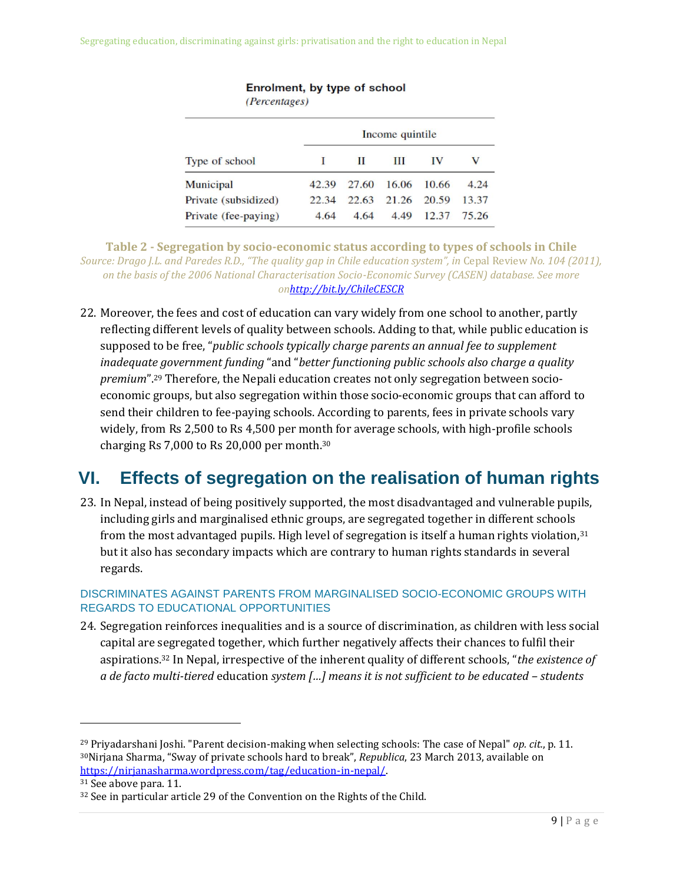**Enrolment, by type of school**
*(Percentages)*

| Type of school | Income quintile | | | | |
|---|---|---|---|---|---|
| | I | II | III | IV | V |
| Municipal | 42.39 | 27.60 | 16.06 | 10.66 | 4.24 |
| Private (subsidized) | 22.34 | 22.63 | 21.26 | 20.59 | 13.37 |
| Private (fee-paying) | 4.64 | 4.64 | 4.49 | 12.37 | 75.26 |

**Table 2 - Segregation by socio-economic status according to types of schools in Chile**
*Source: Drago J.L. and Paredes R.D., "The quality gap in Chile education system", in* Cepal Review *No. 104 (2011), on the basis of the 2006 National Characterisation Socio-Economic Survey (CASEN) database. See more on*[http://bit.ly/ChileCESCR](http://bit.ly/ChileCESCR)

22. Moreover, the fees and cost of education can vary widely from one school to another, partly reflecting different levels of quality between schools. Adding to that, while public education is supposed to be free, "*public schools typically charge parents an annual fee to supplement inadequate government funding* "and "*better functioning public schools also charge a quality premium*".[29] Therefore, the Nepali education creates not only segregation between socio-economic groups, but also segregation within those socio-economic groups that can afford to send their children to fee-paying schools. According to parents, fees in private schools vary widely, from Rs 2,500 to Rs 4,500 per month for average schools, with high-profile schools charging Rs 7,000 to Rs 20,000 per month.[30]

# VI. Effects of segregation on the realisation of human rights

23. In Nepal, instead of being positively supported, the most disadvantaged and vulnerable pupils, including girls and marginalised ethnic groups, are segregated together in different schools from the most advantaged pupils. High level of segregation is itself a human rights violation,[31] but it also has secondary impacts which are contrary to human rights standards in several regards.

### DISCRIMINATES AGAINST PARENTS FROM MARGINALISED SOCIO-ECONOMIC GROUPS WITH REGARDS TO EDUCATIONAL OPPORTUNITIES

24. Segregation reinforces inequalities and is a source of discrimination, as children with less social capital are segregated together, which further negatively affects their chances to fulfil their aspirations.[32] In Nepal, irrespective of the inherent quality of different schools, "*the existence of a de facto multi-tiered* education *system […] means it is not sufficient to be educated – students*

---

[29] Priyadarshani Joshi. "Parent decision-making when selecting schools: The case of Nepal" *op. cit.*, p. 11.
[30] Nirjana Sharma, "Sway of private schools hard to break", *Republica*, 23 March 2013, available on [https://nirjanasharma.wordpress.com/tag/education-in-nepal/](https://nirjanasharma.wordpress.com/tag/education-in-nepal/).
[31] See above para. 11.
[32] See in particular article 29 of the Convention on the Rights of the Child.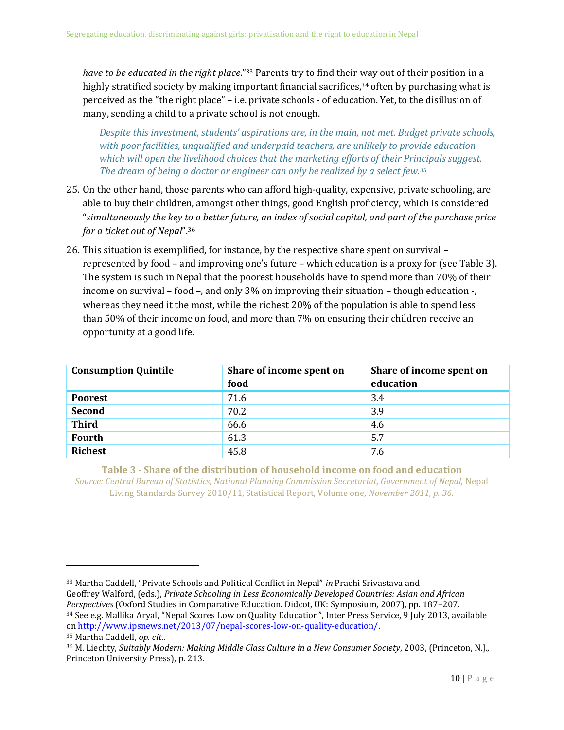*have to be educated in the right place*."[33] Parents try to find their way out of their position in a highly stratified society by making important financial sacrifices,[34] often by purchasing what is perceived as the "the right place" – i.e. private schools - of education. Yet, to the disillusion of many, sending a child to a private school is not enough.

> *Despite this investment, students' aspirations are, in the main, not met. Budget private schools, with poor facilities, unqualified and underpaid teachers, are unlikely to provide education which will open the livelihood choices that the marketing efforts of their Principals suggest. The dream of being a doctor or engineer can only be realized by a select few.*[35]

25. On the other hand, those parents who can afford high-quality, expensive, private schooling, are able to buy their children, amongst other things, good English proficiency, which is considered "*simultaneously the key to a better future, an index of social capital, and part of the purchase price for a ticket out of Nepal*".[36]

26. This situation is exemplified, for instance, by the respective share spent on survival – represented by food – and improving one's future – which education is a proxy for (see Table 3). The system is such in Nepal that the poorest households have to spend more than 70% of their income on survival – food –, and only 3% on improving their situation – though education -, whereas they need it the most, while the richest 20% of the population is able to spend less than 50% of their income on food, and more than 7% on ensuring their children receive an opportunity at a good life.

| Consumption Quintile | Share of income spent on food | Share of income spent on education |
|---|---|---|
| **Poorest** | 71.6 | 3.4 |
| **Second** | 70.2 | 3.9 |
| **Third** | 66.6 | 4.6 |
| **Fourth** | 61.3 | 5.7 |
| **Richest** | 45.8 | 7.6 |

**Table 3 - Share of the distribution of household income on food and education**
*Source: Central Bureau of Statistics, National Planning Commission Secretariat, Government of Nepal,* Nepal Living Standards Survey 2010/11, Statistical Report, Volume one*, November 2011, p. 36.*

---

[33] Martha Caddell, "Private Schools and Political Conflict in Nepal" *in* Prachi Srivastava and Geoffrey Walford, (eds.), *Private Schooling in Less Economically Developed Countries: Asian and African Perspectives* (Oxford Studies in Comparative Education. Didcot, UK: Symposium, 2007), pp. 187–207.

[34] See e.g. Mallika Aryal, "Nepal Scores Low on Quality Education", Inter Press Service, 9 July 2013, available on http://www.ipsnews.net/2013/07/nepal-scores-low-on-quality-education/.

[35] Martha Caddell, *op. cit.*.

[36] M. Liechty, *Suitably Modern: Making Middle Class Culture in a New Consumer Society*, 2003, (Princeton, N.J., Princeton University Press), p. 213.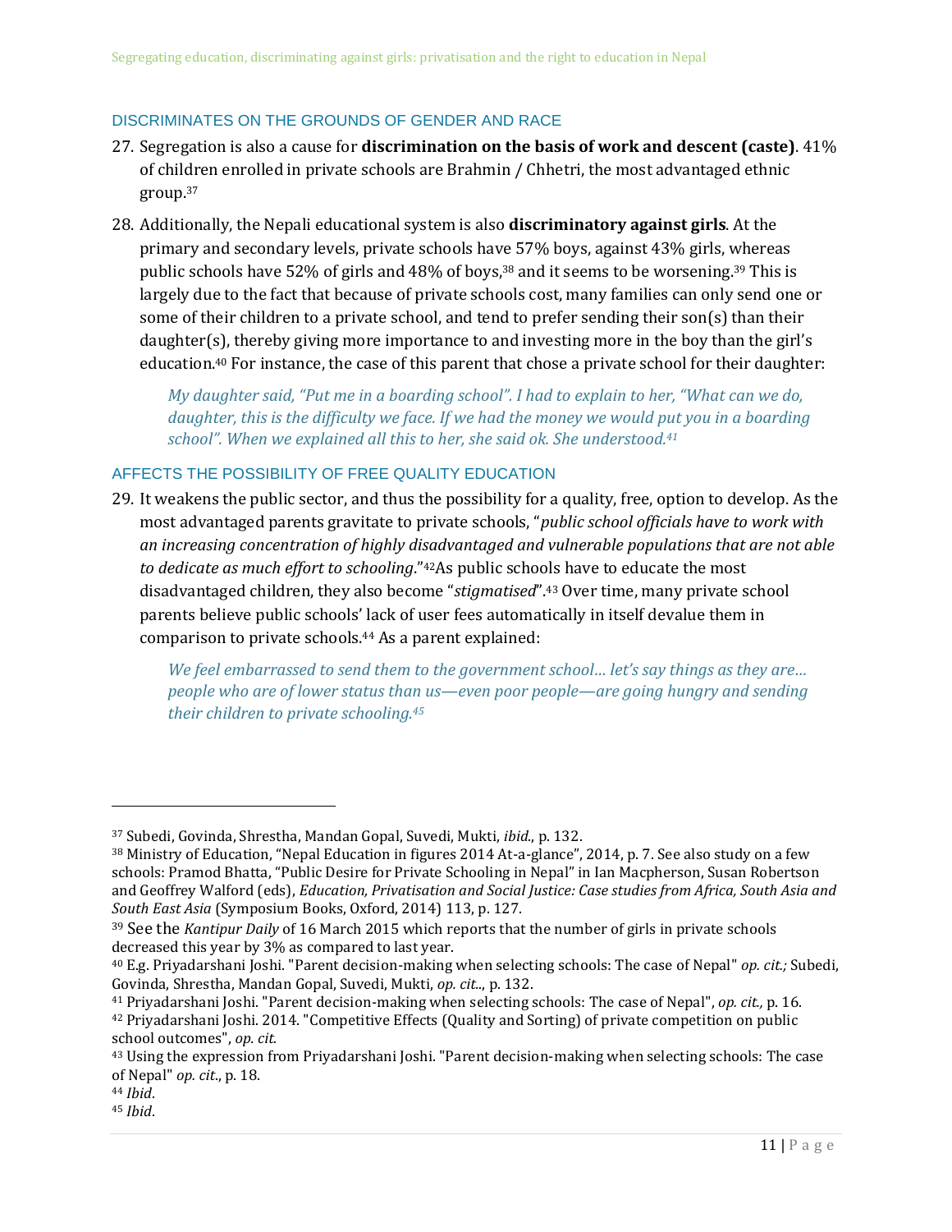### DISCRIMINATES ON THE GROUNDS OF GENDER AND RACE

27. Segregation is also a cause for **discrimination on the basis of work and descent (caste)**. 41% of children enrolled in private schools are Brahmin / Chhetri, the most advantaged ethnic group.[37]

28. Additionally, the Nepali educational system is also **discriminatory against girls**. At the primary and secondary levels, private schools have 57% boys, against 43% girls, whereas public schools have 52% of girls and 48% of boys,[38] and it seems to be worsening.[39] This is largely due to the fact that because of private schools cost, many families can only send one or some of their children to a private school, and tend to prefer sending their son(s) than their daughter(s), thereby giving more importance to and investing more in the boy than the girl's education.[40] For instance, the case of this parent that chose a private school for their daughter:

> *My daughter said, "Put me in a boarding school". I had to explain to her, "What can we do, daughter, this is the difficulty we face. If we had the money we would put you in a boarding school". When we explained all this to her, she said ok. She understood.*[41]

### AFFECTS THE POSSIBILITY OF FREE QUALITY EDUCATION

29. It weakens the public sector, and thus the possibility for a quality, free, option to develop. As the most advantaged parents gravitate to private schools, "*public school officials have to work with an increasing concentration of highly disadvantaged and vulnerable populations that are not able to dedicate as much effort to schooling*."[42]As public schools have to educate the most disadvantaged children, they also become "*stigmatised*".[43] Over time, many private school parents believe public schools' lack of user fees automatically in itself devalue them in comparison to private schools.[44] As a parent explained:

> *We feel embarrassed to send them to the government school… let's say things as they are… people who are of lower status than us—even poor people—are going hungry and sending their children to private schooling.*[45]

---

[37] Subedi, Govinda, Shrestha, Mandan Gopal, Suvedi, Mukti, *ibid.*, p. 132.

[38] Ministry of Education, "Nepal Education in figures 2014 At-a-glance", 2014, p. 7. See also study on a few schools: Pramod Bhatta, "Public Desire for Private Schooling in Nepal" in Ian Macpherson, Susan Robertson and Geoffrey Walford (eds), *Education, Privatisation and Social Justice: Case studies from Africa, South Asia and South East Asia* (Symposium Books, Oxford, 2014) 113, p. 127.

[39] See the *Kantipur Daily* of 16 March 2015 which reports that the number of girls in private schools decreased this year by 3% as compared to last year.

[40] E.g. Priyadarshani Joshi. "Parent decision-making when selecting schools: The case of Nepal" *op. cit.;* Subedi, Govinda, Shrestha, Mandan Gopal, Suvedi, Mukti, *op. cit.*., p. 132.

[41] Priyadarshani Joshi. "Parent decision-making when selecting schools: The case of Nepal", *op. cit.,* p. 16.

[42] Priyadarshani Joshi. 2014. "Competitive Effects (Quality and Sorting) of private competition on public school outcomes", *op. cit.*

[43] Using the expression from Priyadarshani Joshi. "Parent decision-making when selecting schools: The case of Nepal" *op. cit.*, p. 18.

[44] *Ibid*.

[45] *Ibid*.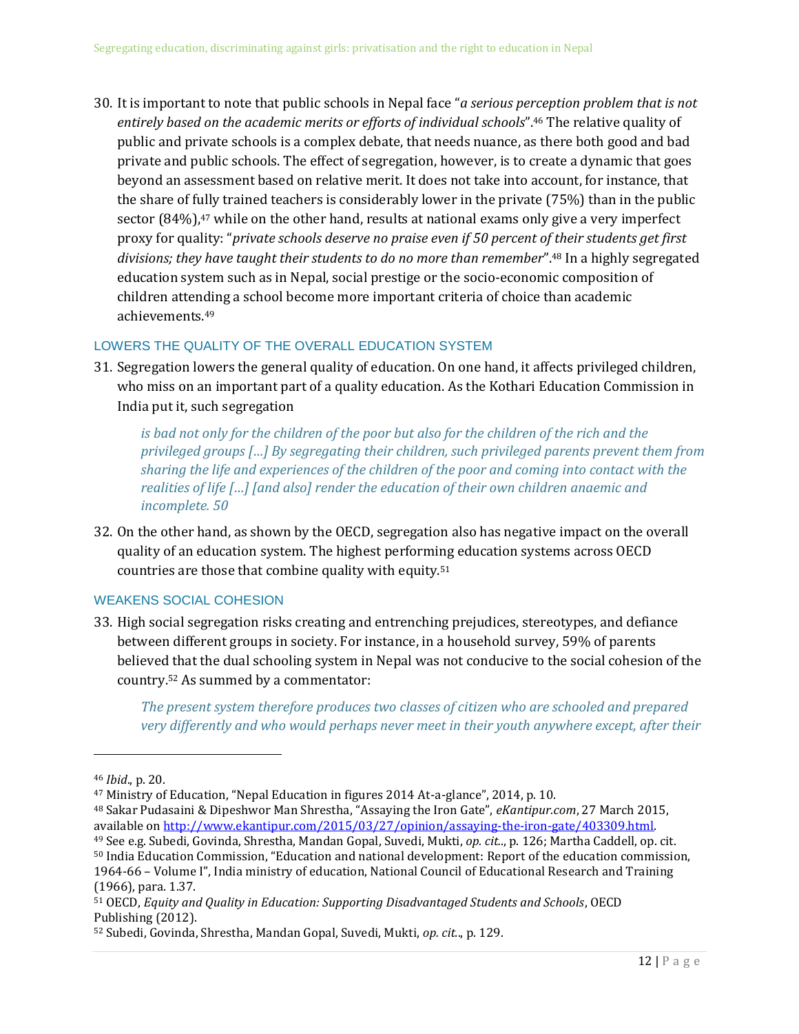30. It is important to note that public schools in Nepal face "*a serious perception problem that is not entirely based on the academic merits or efforts of individual schools*".[46] The relative quality of public and private schools is a complex debate, that needs nuance, as there both good and bad private and public schools. The effect of segregation, however, is to create a dynamic that goes beyond an assessment based on relative merit. It does not take into account, for instance, that the share of fully trained teachers is considerably lower in the private (75%) than in the public sector (84%),[47] while on the other hand, results at national exams only give a very imperfect proxy for quality: "*private schools deserve no praise even if 50 percent of their students get first divisions; they have taught their students to do no more than remember*".[48] In a highly segregated education system such as in Nepal, social prestige or the socio-economic composition of children attending a school become more important criteria of choice than academic achievements.[49]

### LOWERS THE QUALITY OF THE OVERALL EDUCATION SYSTEM

31. Segregation lowers the general quality of education. On one hand, it affects privileged children, who miss on an important part of a quality education. As the Kothari Education Commission in India put it, such segregation

> *is bad not only for the children of the poor but also for the children of the rich and the privileged groups […] By segregating their children, such privileged parents prevent them from sharing the life and experiences of the children of the poor and coming into contact with the realities of life […] [and also] render the education of their own children anaemic and incomplete. 50*

32. On the other hand, as shown by the OECD, segregation also has negative impact on the overall quality of an education system. The highest performing education systems across OECD countries are those that combine quality with equity.[51]

### WEAKENS SOCIAL COHESION

33. High social segregation risks creating and entrenching prejudices, stereotypes, and defiance between different groups in society. For instance, in a household survey, 59% of parents believed that the dual schooling system in Nepal was not conducive to the social cohesion of the country.[52] As summed by a commentator:

> *The present system therefore produces two classes of citizen who are schooled and prepared very differently and who would perhaps never meet in their youth anywhere except, after their*

---

[46] *Ibid.*, p. 20.

[47] Ministry of Education, "Nepal Education in figures 2014 At-a-glance", 2014, p. 10.

[48] Sakar Pudasaini & Dipeshwor Man Shrestha, "Assaying the Iron Gate", *eKantipur.com*, 27 March 2015, available on http://www.ekantipur.com/2015/03/27/opinion/assaying-the-iron-gate/403309.html.

[49] See e.g. Subedi, Govinda, Shrestha, Mandan Gopal, Suvedi, Mukti, *op. cit..*, p. 126; Martha Caddell, op. cit.

[50] India Education Commission, "Education and national development: Report of the education commission, 1964-66 – Volume I", India ministry of education, National Council of Educational Research and Training (1966), para. 1.37.

[51] OECD, *Equity and Quality in Education: Supporting Disadvantaged Students and Schools*, OECD Publishing (2012).

[52] Subedi, Govinda, Shrestha, Mandan Gopal, Suvedi, Mukti, *op. cit..*, p. 129.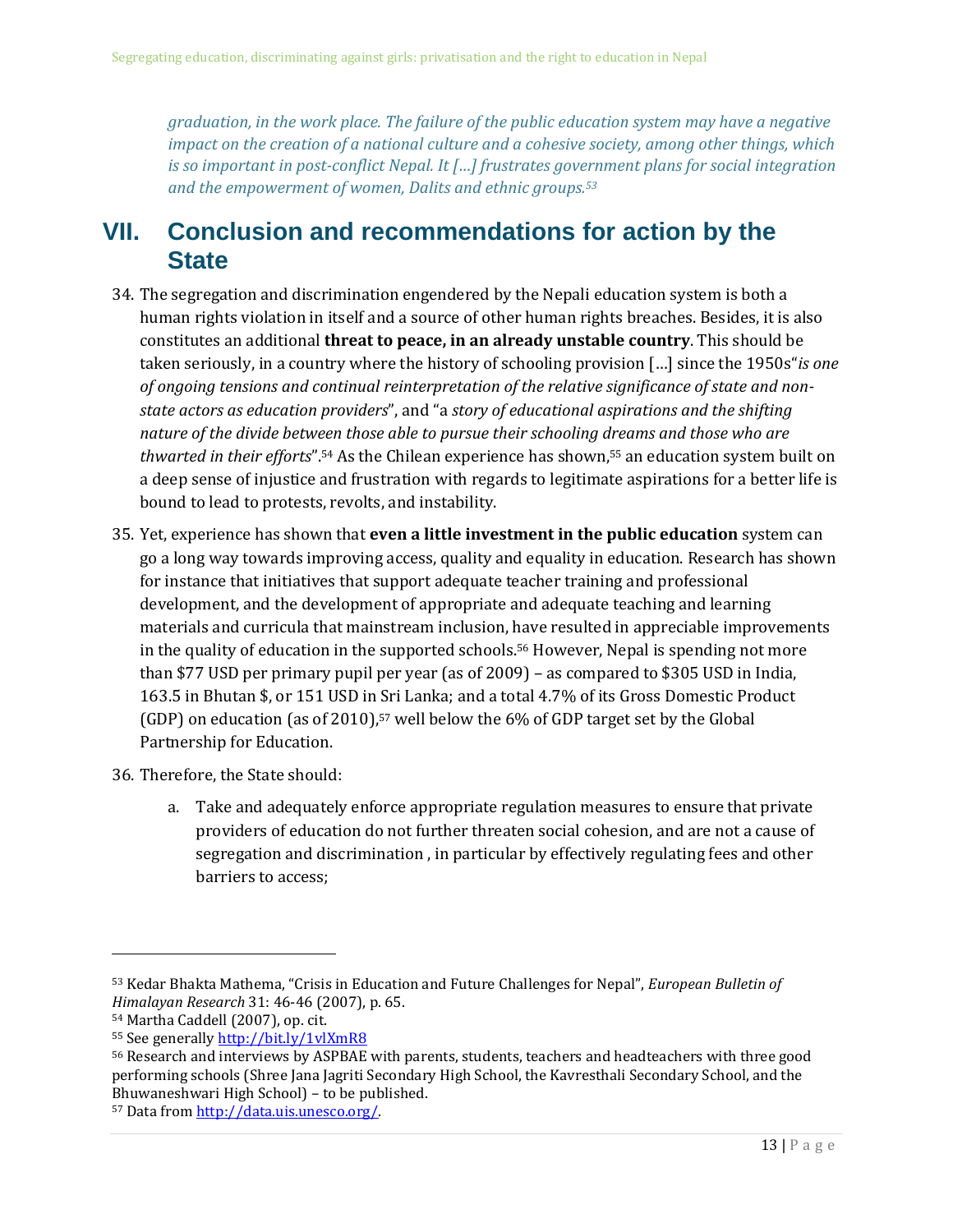*graduation, in the work place. The failure of the public education system may have a negative impact on the creation of a national culture and a cohesive society, among other things, which is so important in post-conflict Nepal. It […] frustrates government plans for social integration and the empowerment of women, Dalits and ethnic groups.*[53]

# VII. Conclusion and recommendations for action by the State

34. The segregation and discrimination engendered by the Nepali education system is both a human rights violation in itself and a source of other human rights breaches. Besides, it is also constitutes an additional **threat to peace, in an already unstable country**. This should be taken seriously, in a country where the history of schooling provision […] since the 1950s"*is one of ongoing tensions and continual reinterpretation of the relative significance of state and non-state actors as education providers*", and "a *story of educational aspirations and the shifting nature of the divide between those able to pursue their schooling dreams and those who are thwarted in their efforts*".[54] As the Chilean experience has shown,[55] an education system built on a deep sense of injustice and frustration with regards to legitimate aspirations for a better life is bound to lead to protests, revolts, and instability.

35. Yet, experience has shown that **even a little investment in the public education** system can go a long way towards improving access, quality and equality in education. Research has shown for instance that initiatives that support adequate teacher training and professional development, and the development of appropriate and adequate teaching and learning materials and curricula that mainstream inclusion, have resulted in appreciable improvements in the quality of education in the supported schools.[56] However, Nepal is spending not more than $77 USD per primary pupil per year (as of 2009) – as compared to $305 USD in India, 163.5 in Bhutan $, or 151 USD in Sri Lanka; and a total 4.7% of its Gross Domestic Product (GDP) on education (as of 2010),[57] well below the 6% of GDP target set by the Global Partnership for Education.

36. Therefore, the State should:

    a. Take and adequately enforce appropriate regulation measures to ensure that private providers of education do not further threaten social cohesion, and are not a cause of segregation and discrimination , in particular by effectively regulating fees and other barriers to access;

---

[53] Kedar Bhakta Mathema, "Crisis in Education and Future Challenges for Nepal", *European Bulletin of Himalayan Research* 31: 46-46 (2007), p. 65.

[54] Martha Caddell (2007), op. cit.

[55] See generally http://bit.ly/1vlXmR8

[56] Research and interviews by ASPBAE with parents, students, teachers and headteachers with three good performing schools (Shree Jana Jagriti Secondary High School, the Kavresthali Secondary School, and the Bhuwaneshwari High School) – to be published.

[57] Data from http://data.uis.unesco.org/.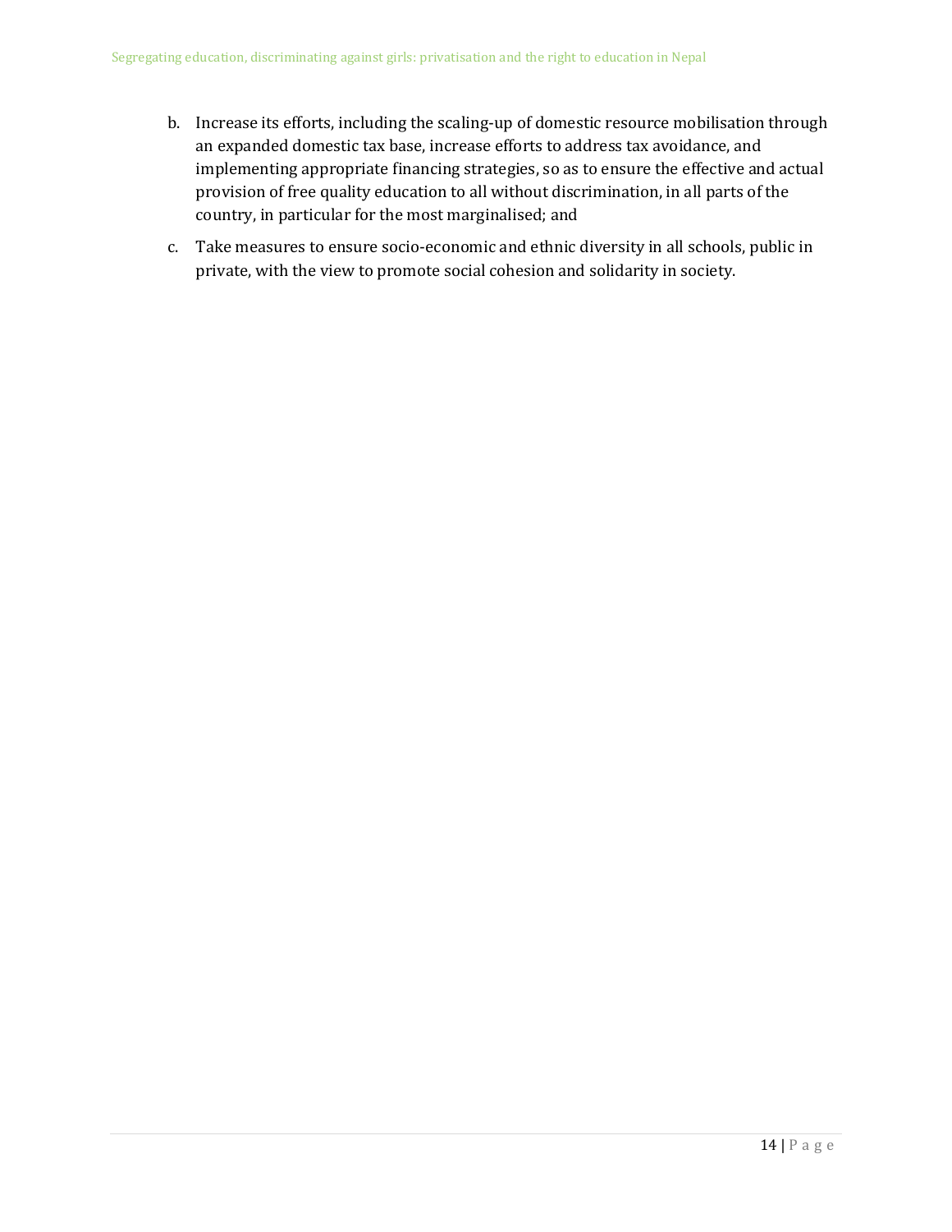b. Increase its efforts, including the scaling-up of domestic resource mobilisation through an expanded domestic tax base, increase efforts to address tax avoidance, and implementing appropriate financing strategies, so as to ensure the effective and actual provision of free quality education to all without discrimination, in all parts of the country, in particular for the most marginalised; and

c. Take measures to ensure socio-economic and ethnic diversity in all schools, public in private, with the view to promote social cohesion and solidarity in society.